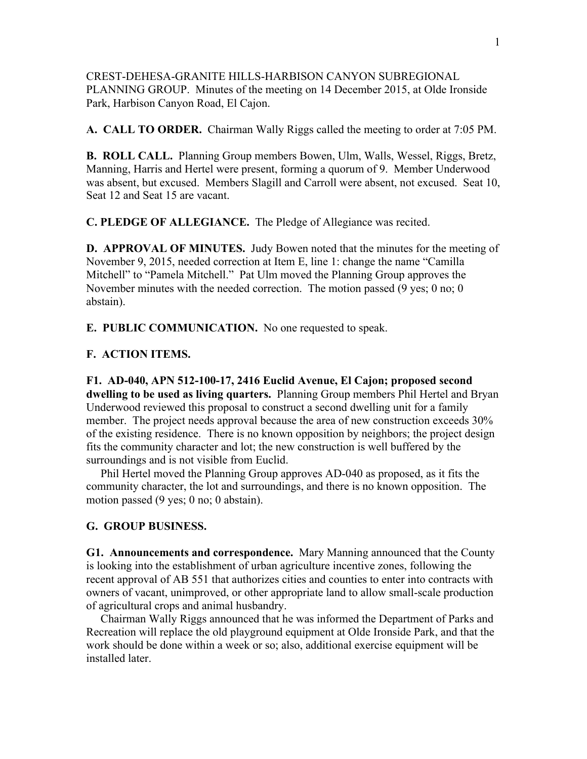CREST-DEHESA-GRANITE HILLS-HARBISON CANYON SUBREGIONAL PLANNING GROUP. Minutes of the meeting on 14 December 2015, at Olde Ironside Park, Harbison Canyon Road, El Cajon.

**A. CALL TO ORDER.** Chairman Wally Riggs called the meeting to order at 7:05 PM.

**B. ROLL CALL.** Planning Group members Bowen, Ulm, Walls, Wessel, Riggs, Bretz, Manning, Harris and Hertel were present, forming a quorum of 9. Member Underwood was absent, but excused. Members Slagill and Carroll were absent, not excused. Seat 10, Seat 12 and Seat 15 are vacant.

**C. PLEDGE OF ALLEGIANCE.** The Pledge of Allegiance was recited.

**D. APPROVAL OF MINUTES.** Judy Bowen noted that the minutes for the meeting of November 9, 2015, needed correction at Item E, line 1: change the name "Camilla Mitchell" to "Pamela Mitchell." Pat Ulm moved the Planning Group approves the November minutes with the needed correction. The motion passed (9 yes; 0 no; 0 abstain).

**E. PUBLIC COMMUNICATION.** No one requested to speak.

**F. ACTION ITEMS.**

**F1. AD-040, APN 512-100-17, 2416 Euclid Avenue, El Cajon; proposed second dwelling to be used as living quarters.** Planning Group members Phil Hertel and Bryan Underwood reviewed this proposal to construct a second dwelling unit for a family member. The project needs approval because the area of new construction exceeds 30% of the existing residence. There is no known opposition by neighbors; the project design fits the community character and lot; the new construction is well buffered by the surroundings and is not visible from Euclid.

Phil Hertel moved the Planning Group approves AD-040 as proposed, as it fits the community character, the lot and surroundings, and there is no known opposition. The motion passed (9 yes; 0 no; 0 abstain).

**G. GROUP BUSINESS.**

**G1. Announcements and correspondence.** Mary Manning announced that the County is looking into the establishment of urban agriculture incentive zones, following the recent approval of AB 551 that authorizes cities and counties to enter into contracts with owners of vacant, unimproved, or other appropriate land to allow small-scale production of agricultural crops and animal husbandry.

Chairman Wally Riggs announced that he was informed the Department of Parks and Recreation will replace the old playground equipment at Olde Ironside Park, and that the work should be done within a week or so; also, additional exercise equipment will be installed later.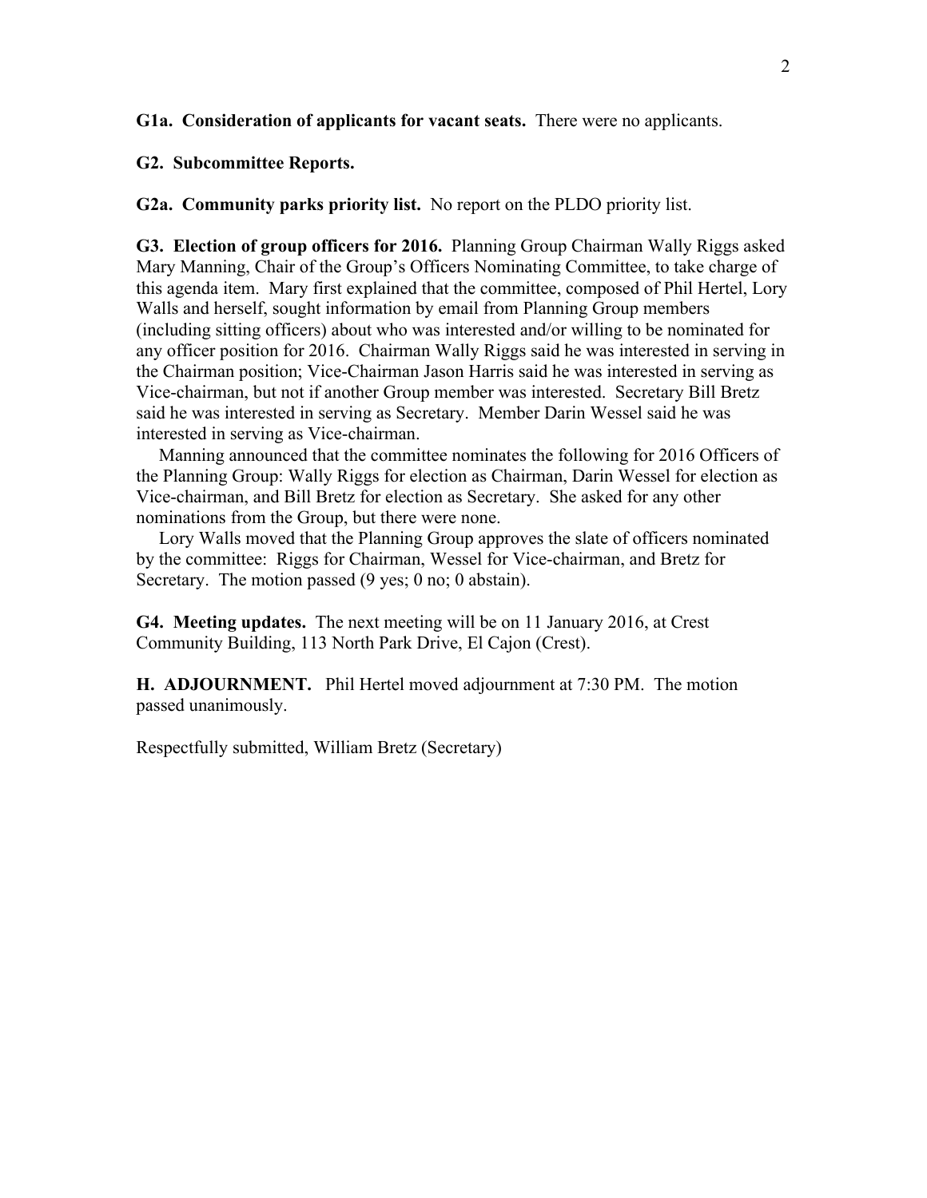**G1a. Consideration of applicants for vacant seats.** There were no applicants.

**G2. Subcommittee Reports.**

**G2a. Community parks priority list.** No report on the PLDO priority list.

**G3. Election of group officers for 2016.** Planning Group Chairman Wally Riggs asked Mary Manning, Chair of the Group's Officers Nominating Committee, to take charge of this agenda item. Mary first explained that the committee, composed of Phil Hertel, Lory Walls and herself, sought information by email from Planning Group members (including sitting officers) about who was interested and/or willing to be nominated for any officer position for 2016. Chairman Wally Riggs said he was interested in serving in the Chairman position; Vice-Chairman Jason Harris said he was interested in serving as Vice-chairman, but not if another Group member was interested. Secretary Bill Bretz said he was interested in serving as Secretary. Member Darin Wessel said he was interested in serving as Vice-chairman.

Manning announced that the committee nominates the following for 2016 Officers of the Planning Group: Wally Riggs for election as Chairman, Darin Wessel for election as Vice-chairman, and Bill Bretz for election as Secretary. She asked for any other nominations from the Group, but there were none.

Lory Walls moved that the Planning Group approves the slate of officers nominated by the committee: Riggs for Chairman, Wessel for Vice-chairman, and Bretz for Secretary. The motion passed (9 yes; 0 no; 0 abstain).

**G4. Meeting updates.** The next meeting will be on 11 January 2016, at Crest Community Building, 113 North Park Drive, El Cajon (Crest).

**H. ADJOURNMENT.** Phil Hertel moved adjournment at 7:30 PM. The motion passed unanimously.

Respectfully submitted, William Bretz (Secretary)